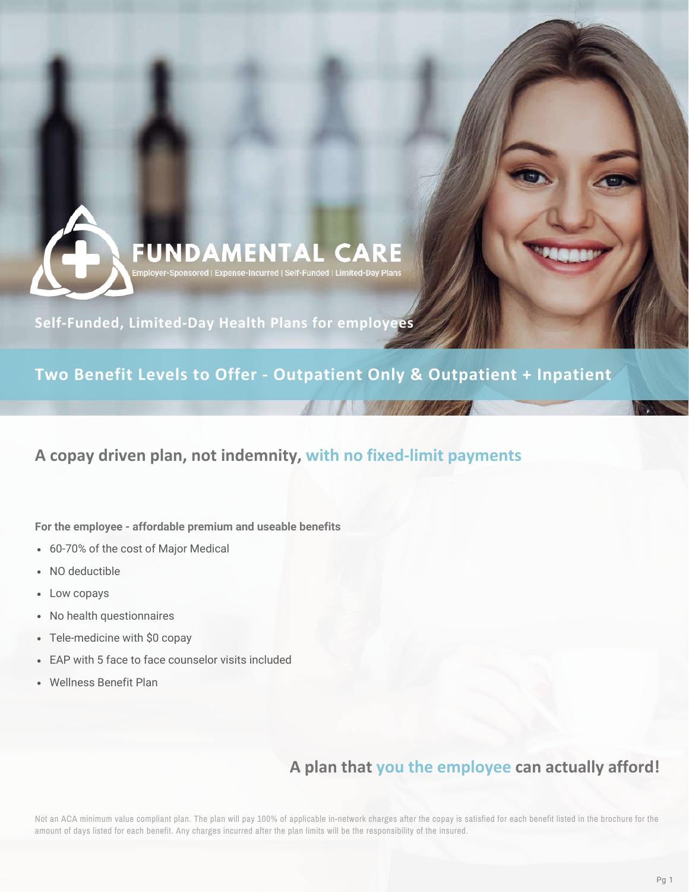# FUNDAMENTAL CARE

Employer-Sponsored | Expense-Incurred | Self-Funded | Limited-Day Plans

**Self-Funded, Limited-Day Health Plans for employees**

## Two Benefit Levels to Offer - Outpatient Only & Outpatient + Inpatient

## A copay driven plan, not indemnity, with no fixed-limit payments

**For the employee - affordable premium and useable benefits**

- 60-70% of the cost of Major Medical
- NO deductible
- Low copays
- No health questionnaires
- Tele-medicine with $0 copay
- EAP with 5 face to face counselor visits included
- Wellness Benefit Plan

## A plan that you the employee can actually afford!

Not an ACA minimum value compliant plan. The plan will pay 100% of applicable in-network charges after the copay is satisfied for each benefit listed in the brochure for the amount of days listed for each benefit. Any charges incurred after the plan limits will be the responsibility of the insured.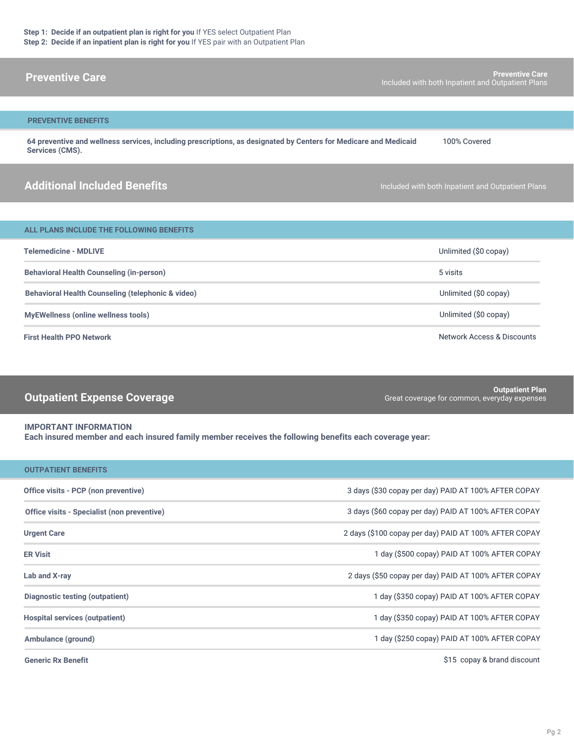**Step 1: Decide if an outpatient plan is right for you** If YES select Outpatient Plan
**Step 2: Decide if an inpatient plan is right for you** If YES pair with an Outpatient Plan

## Preventive Care

**Preventive Care**
Included with both Inpatient and Outpatient Plans

| PREVENTIVE BENEFITS | |
|---|---|
| **64 preventive and wellness services, including prescriptions, as designated by Centers for Medicare and Medicaid Services (CMS).** | 100% Covered |

## Additional Included Benefits

Included with both Inpatient and Outpatient Plans

| ALL PLANS INCLUDE THE FOLLOWING BENEFITS | |
|---|---|
| **Telemedicine - MDLIVE** | Unlimited ($0 copay) |
| **Behavioral Health Counseling (in-person)** | 5 visits |
| **Behavioral Health Counseling (telephonic & video)** | Unlimited ($0 copay) |
| **MyEWellness (online wellness tools)** | Unlimited ($0 copay) |
| **First Health PPO Network** | Network Access & Discounts |

## Outpatient Expense Coverage

**Outpatient Plan**
Great coverage for common, everyday expenses

**IMPORTANT INFORMATION**
**Each insured member and each insured family member receives the following benefits each coverage year:**

| OUTPATIENT BENEFITS | |
|---|---|
| **Office visits - PCP (non preventive)** | 3 days ($30 copay per day) PAID AT 100% AFTER COPAY |
| **Office visits - Specialist (non preventive)** | 3 days ($60 copay per day) PAID AT 100% AFTER COPAY |
| **Urgent Care** | 2 days ($100 copay per day) PAID AT 100% AFTER COPAY |
| **ER Visit** | 1 day ($500 copay) PAID AT 100% AFTER COPAY |
| **Lab and X-ray** | 2 days ($50 copay per day) PAID AT 100% AFTER COPAY |
| **Diagnostic testing (outpatient)** | 1 day ($350 copay) PAID AT 100% AFTER COPAY |
| **Hospital services (outpatient)** | 1 day ($350 copay) PAID AT 100% AFTER COPAY |
| **Ambulance (ground)** | 1 day ($250 copay) PAID AT 100% AFTER COPAY |
| **Generic Rx Benefit** | $15 copay & brand discount |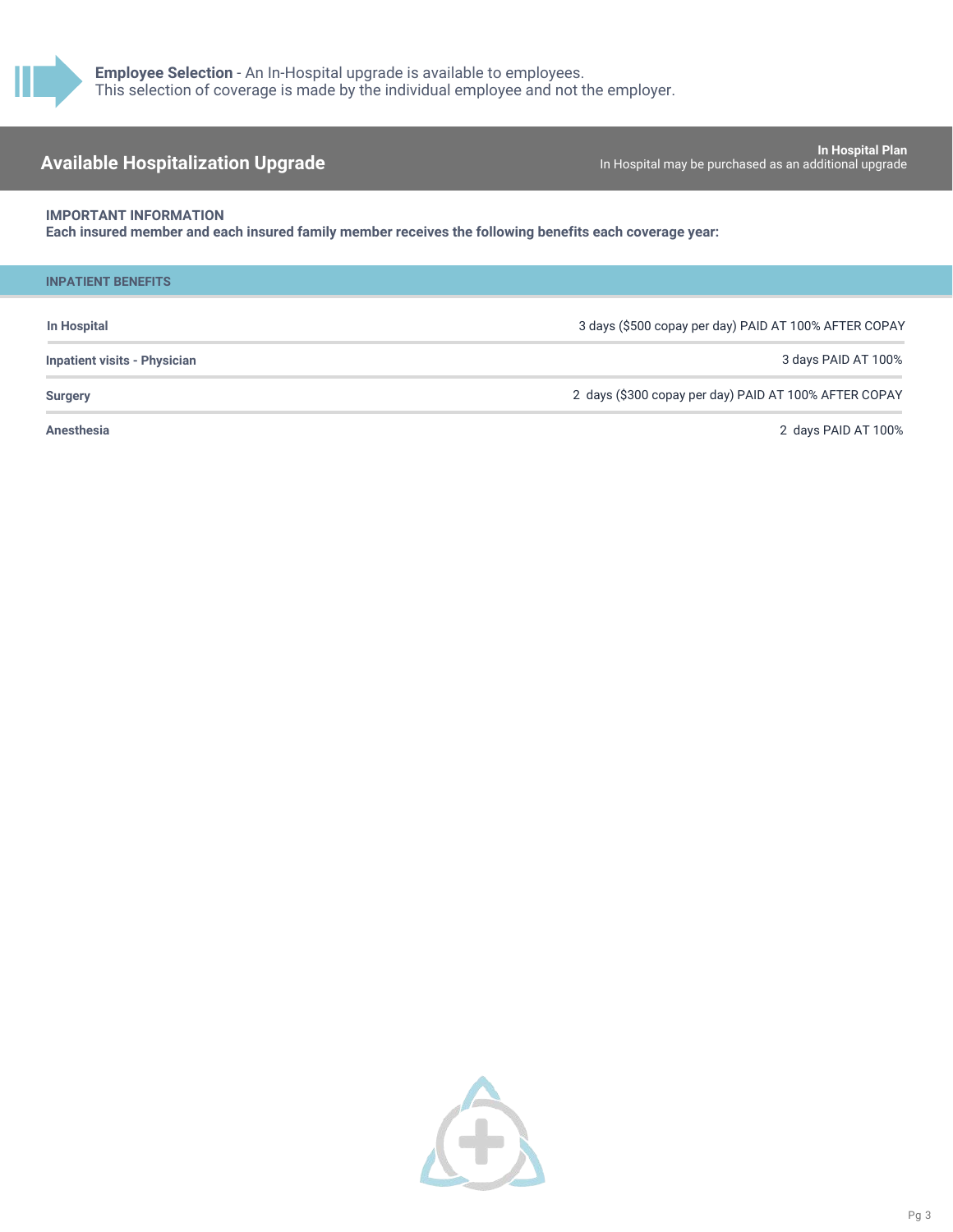**Employee Selection** - An In-Hospital upgrade is available to employees.
This selection of coverage is made by the individual employee and not the employer.

## Available Hospitalization Upgrade

**In Hospital Plan**
In Hospital may be purchased as an additional upgrade

**IMPORTANT INFORMATION**
**Each insured member and each insured family member receives the following benefits each coverage year:**

| INPATIENT BENEFITS | |
|---|---|
| **In Hospital** | 3 days ($500 copay per day) PAID AT 100% AFTER COPAY |
| **Inpatient visits - Physician** | 3 days PAID AT 100% |
| **Surgery** | 2 days ($300 copay per day) PAID AT 100% AFTER COPAY |
| **Anesthesia** | 2 days PAID AT 100% |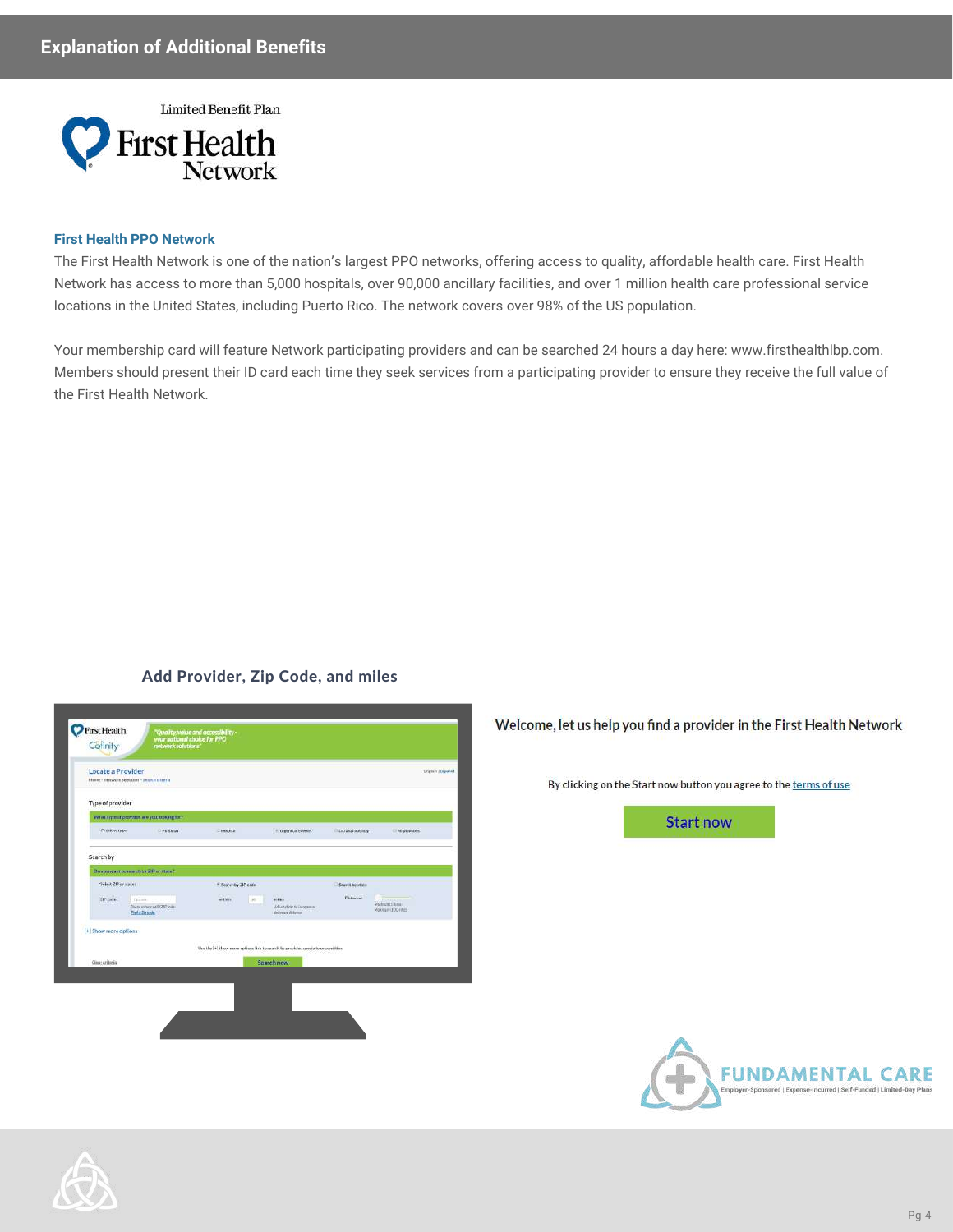## Explanation of Additional Benefits

Limited Benefit Plan
First Health Network

### First Health PPO Network

The First Health Network is one of the nation's largest PPO networks, offering access to quality, affordable health care. First Health Network has access to more than 5,000 hospitals, over 90,000 ancillary facilities, and over 1 million health care professional service locations in the United States, including Puerto Rico. The network covers over 98% of the US population.

Your membership card will feature Network participating providers and can be searched 24 hours a day here: www.firsthealthlbp.com. Members should present their ID card each time they seek services from a participating provider to ensure they receive the full value of the First Health Network.

**Add Provider, Zip Code, and miles**

Welcome, let us help you find a provider in the First Health Network

By clicking on the Start now button you agree to the terms of use

Start now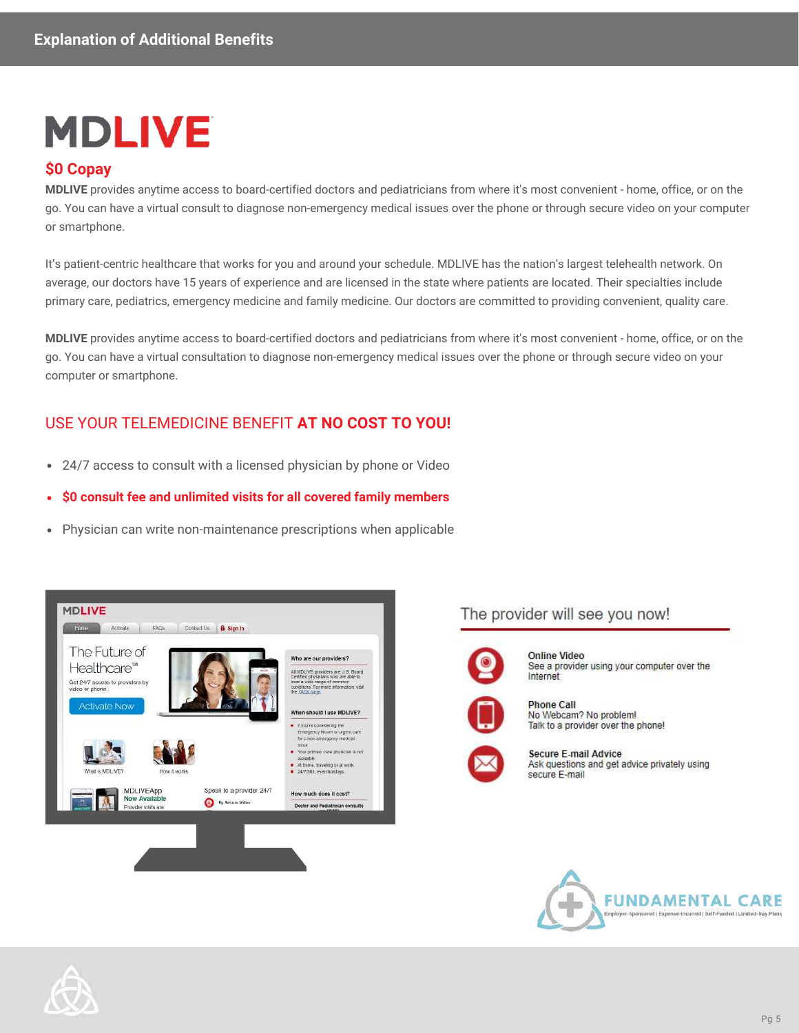## Explanation of Additional Benefits

# MDLIVE

### $0 Copay

**MDLIVE** provides anytime access to board-certified doctors and pediatricians from where it's most convenient - home, office, or on the go. You can have a virtual consult to diagnose non-emergency medical issues over the phone or through secure video on your computer or smartphone.

It's patient-centric healthcare that works for you and around your schedule. MDLIVE has the nation's largest telehealth network. On average, our doctors have 15 years of experience and are licensed in the state where patients are located. Their specialties include primary care, pediatrics, emergency medicine and family medicine. Our doctors are committed to providing convenient, quality care.

**MDLIVE** provides anytime access to board-certified doctors and pediatricians from where it's most convenient - home, office, or on the go. You can have a virtual consultation to diagnose non-emergency medical issues over the phone or through secure video on your computer or smartphone.

## USE YOUR TELEMEDICINE BENEFIT **AT NO COST TO YOU!**

- 24/7 access to consult with a licensed physician by phone or Video
- **$0 consult fee and unlimited visits for all covered family members**
- Physician can write non-maintenance prescriptions when applicable

### The provider will see you now!

**Online Video**
See a provider using your computer over the Internet

**Phone Call**
No Webcam? No problem!
Talk to a provider over the phone!

**Secure E-mail Advice**
Ask questions and get advice privately using secure E-mail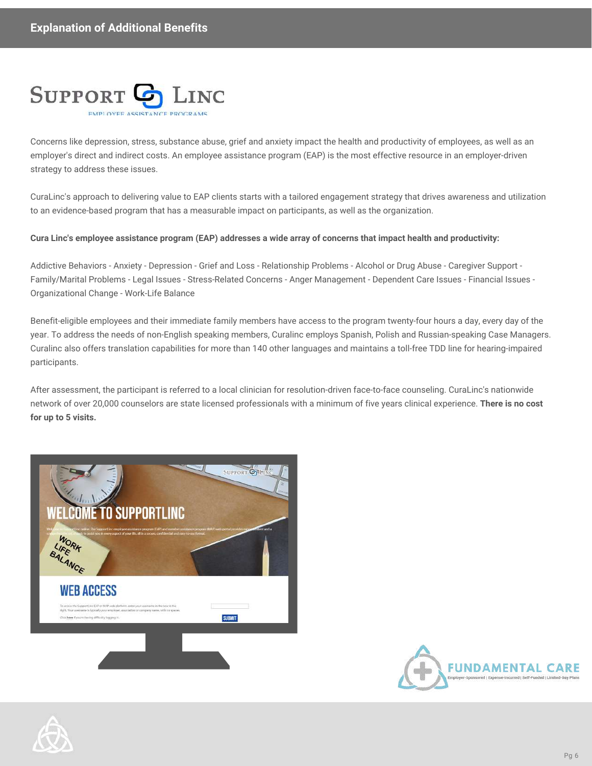## Explanation of Additional Benefits

Concerns like depression, stress, substance abuse, grief and anxiety impact the health and productivity of employees, as well as an employer's direct and indirect costs. An employee assistance program (EAP) is the most effective resource in an employer-driven strategy to address these issues.

CuraLinc's approach to delivering value to EAP clients starts with a tailored engagement strategy that drives awareness and utilization to an evidence-based program that has a measurable impact on participants, as well as the organization.

**Cura Linc's employee assistance program (EAP) addresses a wide array of concerns that impact health and productivity:**

Addictive Behaviors - Anxiety - Depression - Grief and Loss - Relationship Problems - Alcohol or Drug Abuse - Caregiver Support - Family/Marital Problems - Legal Issues - Stress-Related Concerns - Anger Management - Dependent Care Issues - Financial Issues - Organizational Change - Work-Life Balance

Benefit-eligible employees and their immediate family members have access to the program twenty-four hours a day, every day of the year. To address the needs of non-English speaking members, Curalinc employs Spanish, Polish and Russian-speaking Case Managers. Curalinc also offers translation capabilities for more than 140 other languages and maintains a toll-free TDD line for hearing-impaired participants.

After assessment, the participant is referred to a local clinician for resolution-driven face-to-face counseling. CuraLinc's nationwide network of over 20,000 counselors are state licensed professionals with a minimum of five years clinical experience. **There is no cost for up to 5 visits.**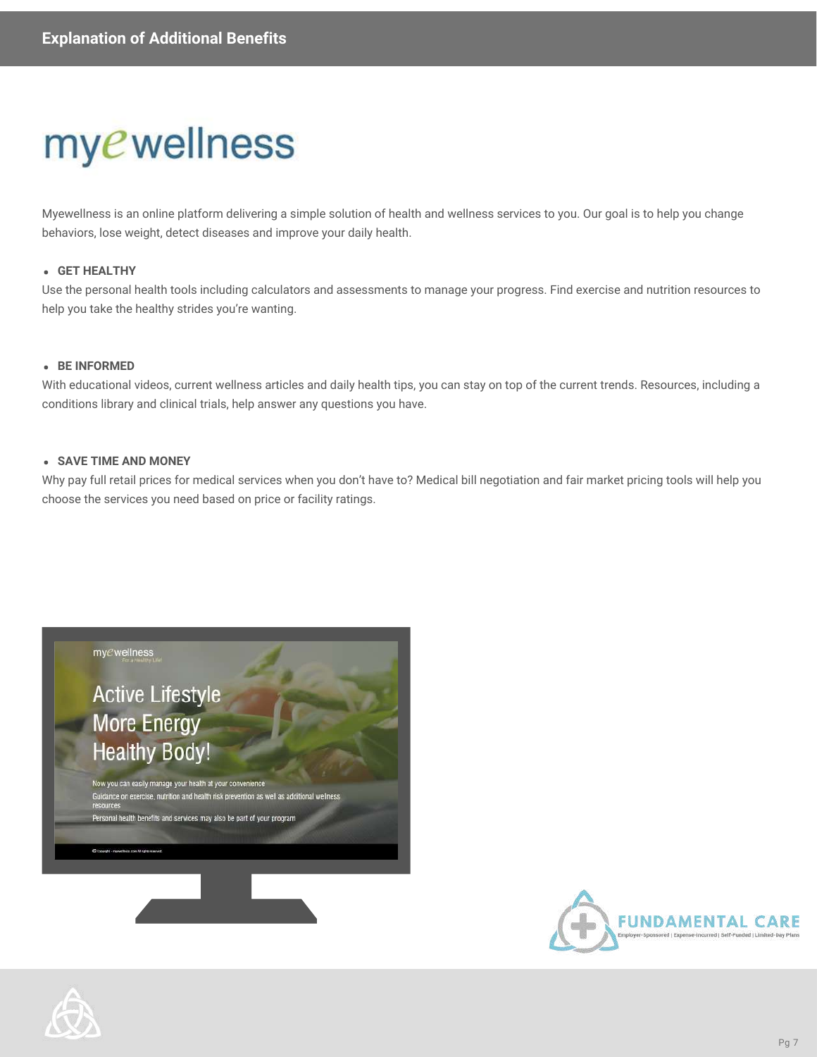## Explanation of Additional Benefits

# myewellness

Myewellness is an online platform delivering a simple solution of health and wellness services to you. Our goal is to help you change behaviors, lose weight, detect diseases and improve your daily health.

- **GET HEALTHY**

Use the personal health tools including calculators and assessments to manage your progress. Find exercise and nutrition resources to help you take the healthy strides you're wanting.

- **BE INFORMED**

With educational videos, current wellness articles and daily health tips, you can stay on top of the current trends. Resources, including a conditions library and clinical trials, help answer any questions you have.

- **SAVE TIME AND MONEY**

Why pay full retail prices for medical services when you don't have to? Medical bill negotiation and fair market pricing tools will help you choose the services you need based on price or facility ratings.